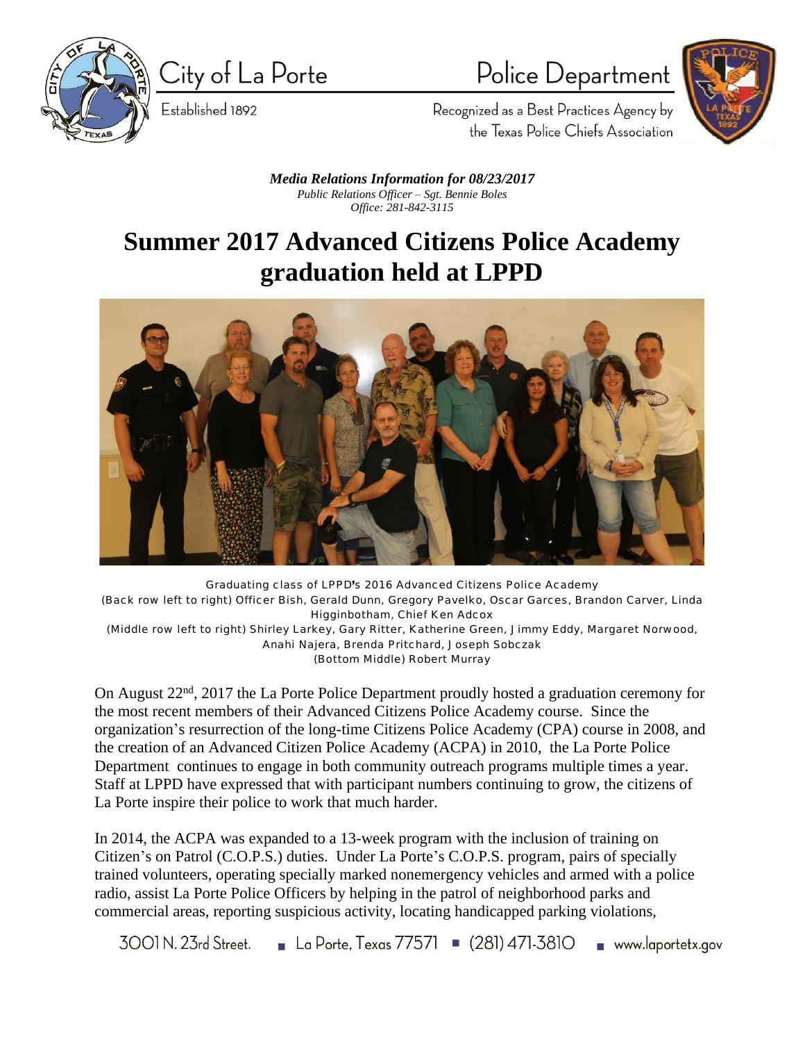City of La Porte

Established 1892

Police Department

Recognized as a Best Practices Agency by the Texas Police Chiefs Association

***Media Relations Information for 08/23/2017***

*Public Relations Officer – Sgt. Bennie Boles*

*Office: 281-842-3115*

# Summer 2017 Advanced Citizens Police Academy graduation held at LPPD

Graduating class of LPPD's 2016 Advanced Citizens Police Academy
(Back row left to right) Officer Bish, Gerald Dunn, Gregory Pavelko, Oscar Garces, Brandon Carver, Linda Higginbotham, Chief Ken Adcox
(Middle row left to right) Shirley Larkey, Gary Ritter, Katherine Green, Jimmy Eddy, Margaret Norwood, Anahi Najera, Brenda Pritchard, Joseph Sobczak
(Bottom Middle) Robert Murray

On August 22nd, 2017 the La Porte Police Department proudly hosted a graduation ceremony for the most recent members of their Advanced Citizens Police Academy course. Since the organization's resurrection of the long-time Citizens Police Academy (CPA) course in 2008, and the creation of an Advanced Citizen Police Academy (ACPA) in 2010, the La Porte Police Department continues to engage in both community outreach programs multiple times a year. Staff at LPPD have expressed that with participant numbers continuing to grow, the citizens of La Porte inspire their police to work that much harder.

In 2014, the ACPA was expanded to a 13-week program with the inclusion of training on Citizen's on Patrol (C.O.P.S.) duties. Under La Porte's C.O.P.S. program, pairs of specially trained volunteers, operating specially marked nonemergency vehicles and armed with a police radio, assist La Porte Police Officers by helping in the patrol of neighborhood parks and commercial areas, reporting suspicious activity, locating handicapped parking violations,

3001 N. 23rd Street. ■ La Porte, Texas 77571 ■ (281) 471-3810 ■ www.laportetx.gov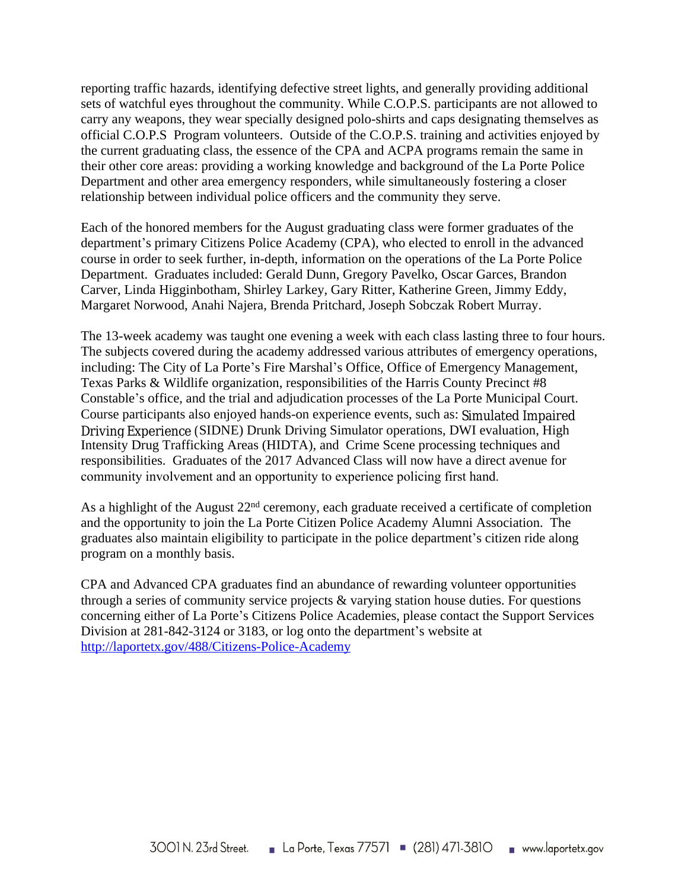reporting traffic hazards, identifying defective street lights, and generally providing additional sets of watchful eyes throughout the community. While C.O.P.S. participants are not allowed to carry any weapons, they wear specially designed polo-shirts and caps designating themselves as official C.O.P.S Program volunteers. Outside of the C.O.P.S. training and activities enjoyed by the current graduating class, the essence of the CPA and ACPA programs remain the same in their other core areas: providing a working knowledge and background of the La Porte Police Department and other area emergency responders, while simultaneously fostering a closer relationship between individual police officers and the community they serve.

Each of the honored members for the August graduating class were former graduates of the department's primary Citizens Police Academy (CPA), who elected to enroll in the advanced course in order to seek further, in-depth, information on the operations of the La Porte Police Department. Graduates included: Gerald Dunn, Gregory Pavelko, Oscar Garces, Brandon Carver, Linda Higginbotham, Shirley Larkey, Gary Ritter, Katherine Green, Jimmy Eddy, Margaret Norwood, Anahi Najera, Brenda Pritchard, Joseph Sobczak Robert Murray.

The 13-week academy was taught one evening a week with each class lasting three to four hours. The subjects covered during the academy addressed various attributes of emergency operations, including: The City of La Porte's Fire Marshal's Office, Office of Emergency Management, Texas Parks & Wildlife organization, responsibilities of the Harris County Precinct #8 Constable's office, and the trial and adjudication processes of the La Porte Municipal Court. Course participants also enjoyed hands-on experience events, such as: Simulated Impaired Driving Experience (SIDNE) Drunk Driving Simulator operations, DWI evaluation, High Intensity Drug Trafficking Areas (HIDTA), and Crime Scene processing techniques and responsibilities. Graduates of the 2017 Advanced Class will now have a direct avenue for community involvement and an opportunity to experience policing first hand.

As a highlight of the August 22nd ceremony, each graduate received a certificate of completion and the opportunity to join the La Porte Citizen Police Academy Alumni Association. The graduates also maintain eligibility to participate in the police department's citizen ride along program on a monthly basis.

CPA and Advanced CPA graduates find an abundance of rewarding volunteer opportunities through a series of community service projects & varying station house duties. For questions concerning either of La Porte's Citizens Police Academies, please contact the Support Services Division at 281-842-3124 or 3183, or log onto the department's website at http://laportetx.gov/488/Citizens-Police-Academy